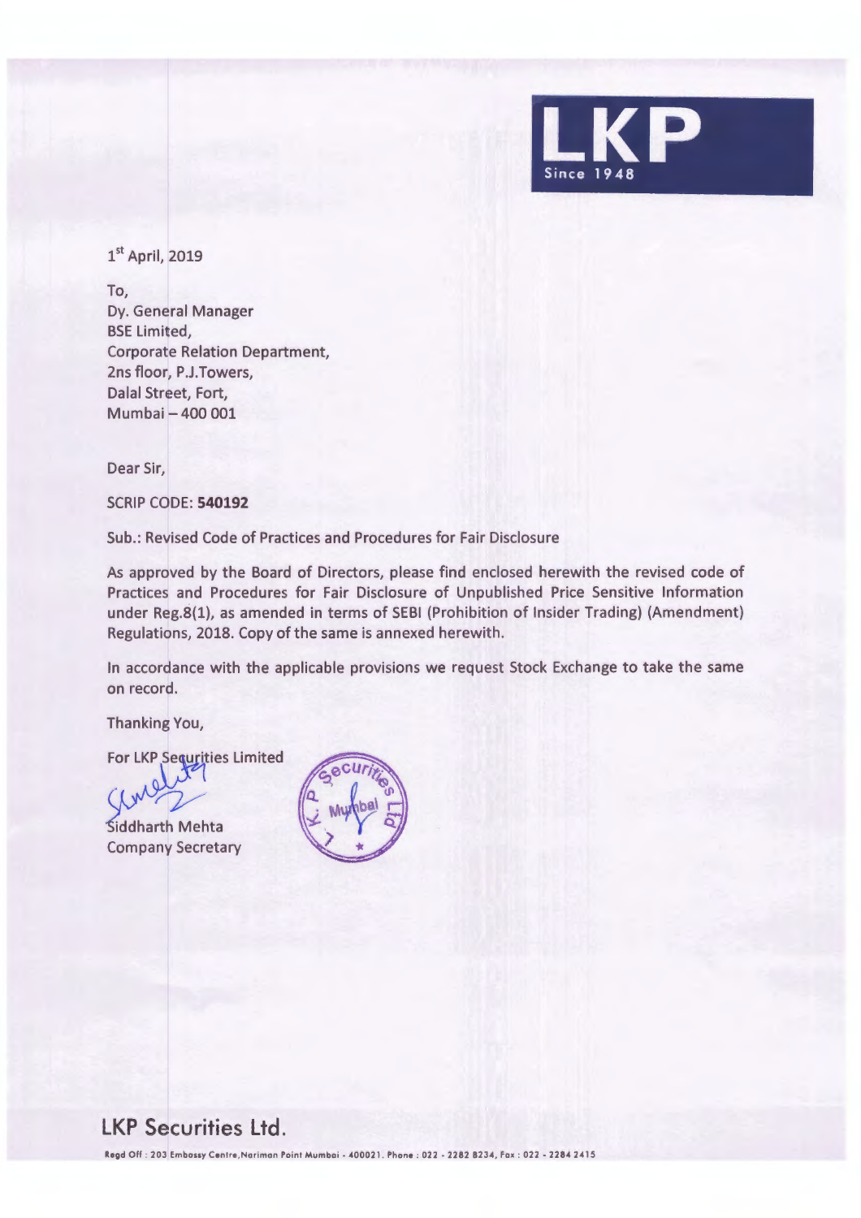LKP
Since 1948

1st April, 2019

To,
Dy. General Manager
BSE Limited,
Corporate Relation Department,
2ns floor, P.J.Towers,
Dalal Street, Fort,
Mumbai – 400 001

Dear Sir,

SCRIP CODE: **540192**

Sub.: Revised Code of Practices and Procedures for Fair Disclosure

As approved by the Board of Directors, please find enclosed herewith the revised code of Practices and Procedures for Fair Disclosure of Unpublished Price Sensitive Information under Reg.8(1), as amended in terms of SEBI (Prohibition of Insider Trading) (Amendment) Regulations, 2018. Copy of the same is annexed herewith.

In accordance with the applicable provisions we request Stock Exchange to take the same on record.

Thanking You,

For LKP Securities Limited

Siddharth Mehta
Company Secretary

**LKP Securities Ltd.**

Regd Off : 203 Embassy Centre,Nariman Point Mumbai - 400021. Phone : 022 - 2282 8234, Fax : 022 - 2284 2415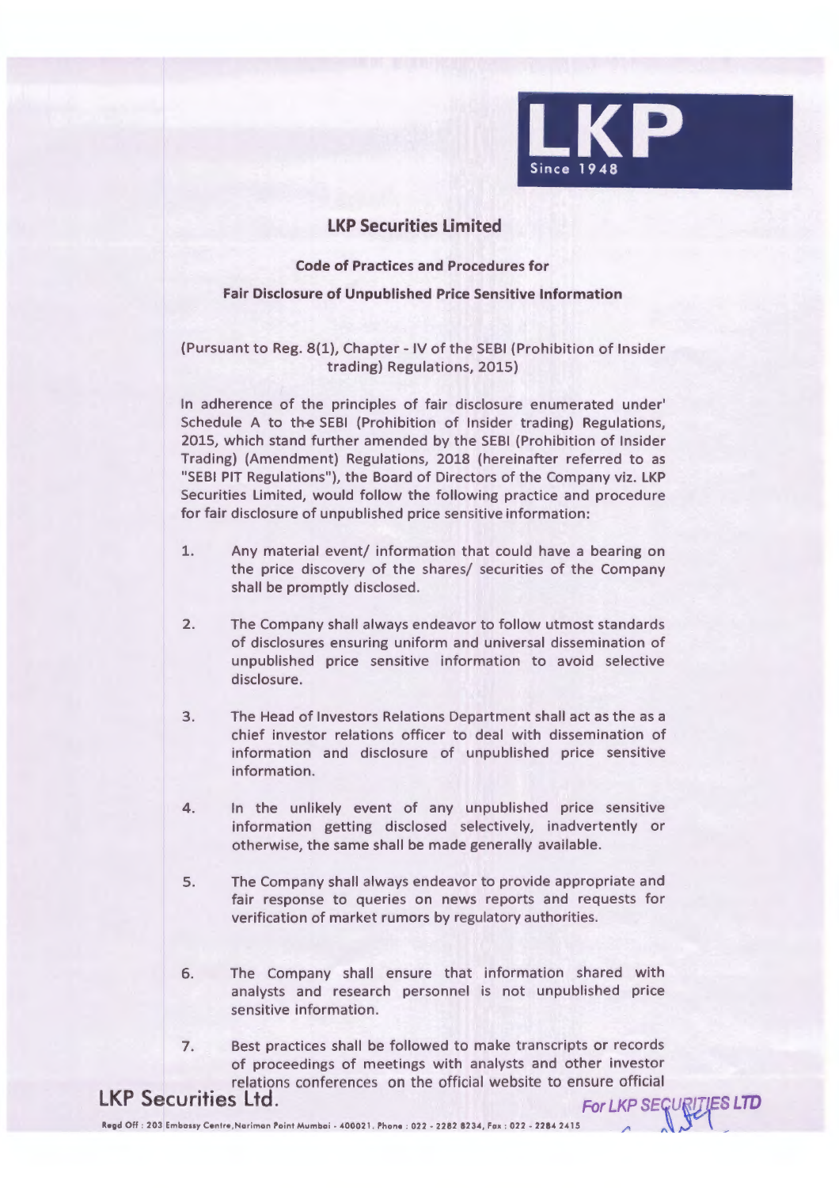## LKP Securities Limited

### Code of Practices and Procedures for

### Fair Disclosure of Unpublished Price Sensitive Information

(Pursuant to Reg. 8(1), Chapter - IV of the SEBI (Prohibition of Insider trading) Regulations, 2015)

In adherence of the principles of fair disclosure enumerated under' Schedule A to the SEBI (Prohibition of Insider trading) Regulations, 2015, which stand further amended by the SEBI (Prohibition of Insider Trading) (Amendment) Regulations, 2018 (hereinafter referred to as "SEBI PIT Regulations"), the Board of Directors of the Company viz. LKP Securities Limited, would follow the following practice and procedure for fair disclosure of unpublished price sensitive information:

1. Any material event/ information that could have a bearing on the price discovery of the shares/ securities of the Company shall be promptly disclosed.

2. The Company shall always endeavor to follow utmost standards of disclosures ensuring uniform and universal dissemination of unpublished price sensitive information to avoid selective disclosure.

3. The Head of Investors Relations Department shall act as the as a chief investor relations officer to deal with dissemination of information and disclosure of unpublished price sensitive information.

4. In the unlikely event of any unpublished price sensitive information getting disclosed selectively, inadvertently or otherwise, the same shall be made generally available.

5. The Company shall always endeavor to provide appropriate and fair response to queries on news reports and requests for verification of market rumors by regulatory authorities.

6. The Company shall ensure that information shared with analysts and research personnel is not unpublished price sensitive information.

7. Best practices shall be followed to make transcripts or records of proceedings of meetings with analysts and other investor relations conferences on the official website to ensure official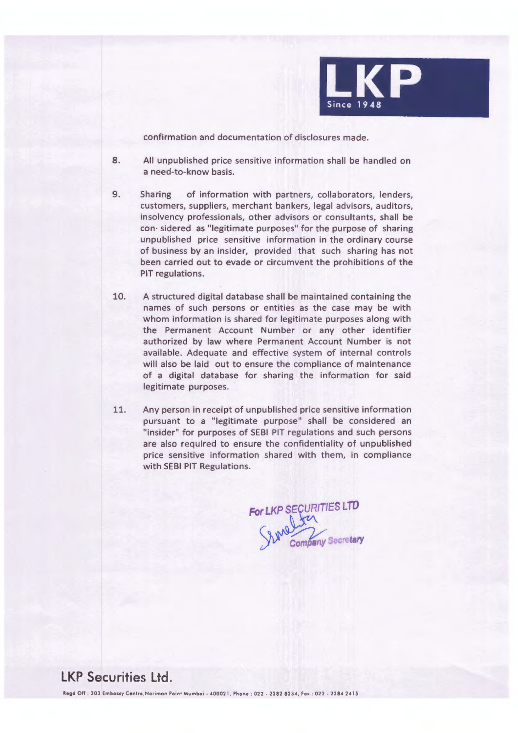confirmation and documentation of disclosures made.

8. All unpublished price sensitive information shall be handled on a need-to-know basis.

9. Sharing of information with partners, collaborators, lenders, customers, suppliers, merchant bankers, legal advisors, auditors, insolvency professionals, other advisors or consultants, shall be con· sidered as "legitimate purposes" for the purpose of sharing unpublished price sensitive information in the ordinary course of business by an insider, provided that such sharing has not been carried out to evade or circumvent the prohibitions of the PIT regulations.

10. A structured digital database shall be maintained containing the names of such persons or entities as the case may be with whom information is shared for legitimate purposes along with the Permanent Account Number or any other identifier authorized by law where Permanent Account Number is not available. Adequate and effective system of internal controls will also be laid out to ensure the compliance of maintenance of a digital database for sharing the information for said legitimate purposes.

11. Any person in receipt of unpublished price sensitive information pursuant to a "legitimate purpose" shall be considered an "insider" for purposes of SEBI PIT regulations and such persons are also required to ensure the confidentiality of unpublished price sensitive information shared with them, in compliance with SEBI PIT Regulations.

For LKP SECURITIES LTD

Company Secretary